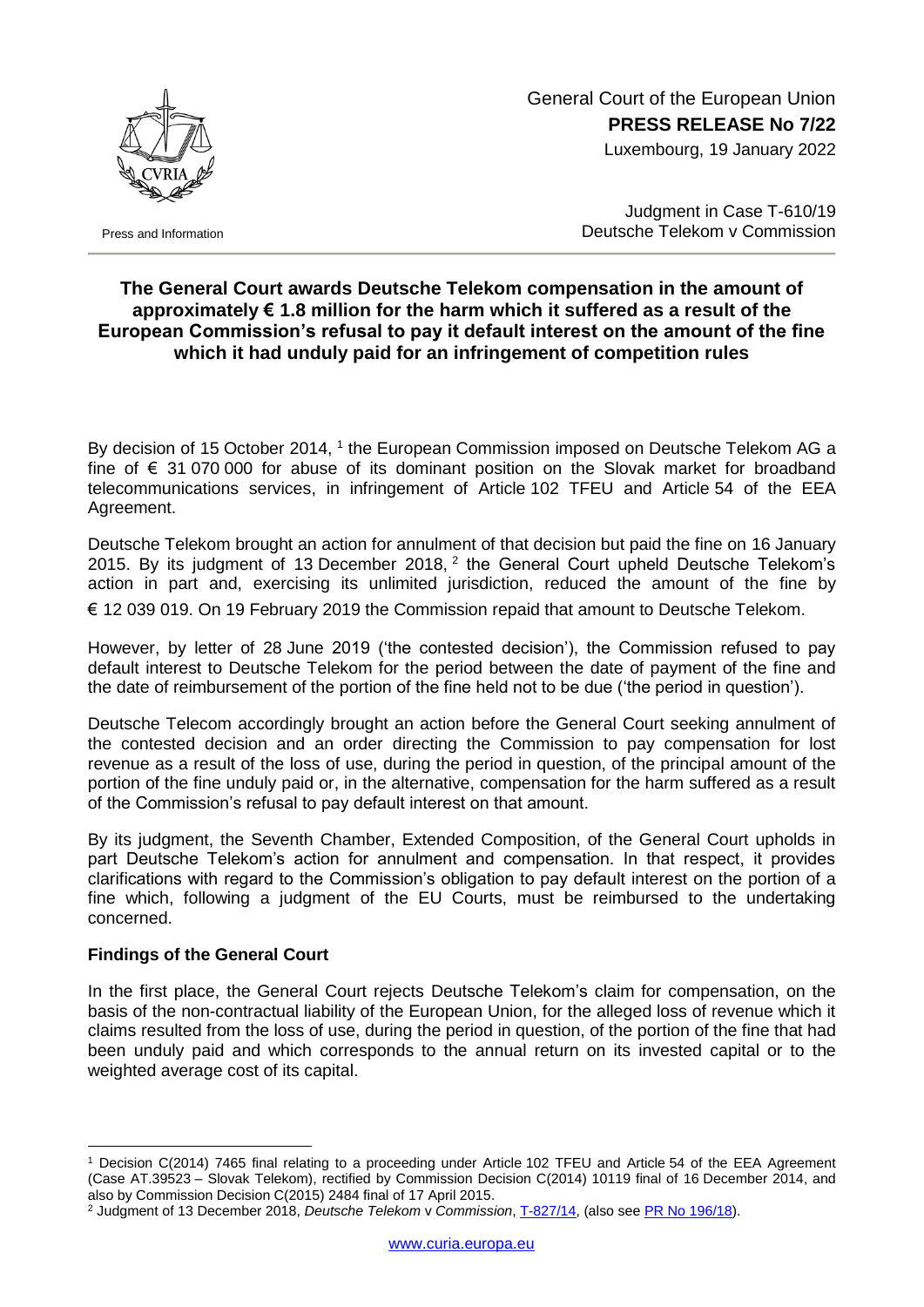General Court of the European Union
**PRESS RELEASE No 7/22**
Luxembourg, 19 January 2022

Press and Information

Judgment in Case T-610/19
Deutsche Telekom v Commission

## The General Court awards Deutsche Telekom compensation in the amount of approximately € 1.8 million for the harm which it suffered as a result of the European Commission's refusal to pay it default interest on the amount of the fine which it had unduly paid for an infringement of competition rules

By decision of 15 October 2014, [1] the European Commission imposed on Deutsche Telekom AG a fine of € 31 070 000 for abuse of its dominant position on the Slovak market for broadband telecommunications services, in infringement of Article 102 TFEU and Article 54 of the EEA Agreement.

Deutsche Telekom brought an action for annulment of that decision but paid the fine on 16 January 2015. By its judgment of 13 December 2018, [2] the General Court upheld Deutsche Telekom's action in part and, exercising its unlimited jurisdiction, reduced the amount of the fine by € 12 039 019. On 19 February 2019 the Commission repaid that amount to Deutsche Telekom.

However, by letter of 28 June 2019 ('the contested decision'), the Commission refused to pay default interest to Deutsche Telekom for the period between the date of payment of the fine and the date of reimbursement of the portion of the fine held not to be due ('the period in question').

Deutsche Telecom accordingly brought an action before the General Court seeking annulment of the contested decision and an order directing the Commission to pay compensation for lost revenue as a result of the loss of use, during the period in question, of the principal amount of the portion of the fine unduly paid or, in the alternative, compensation for the harm suffered as a result of the Commission's refusal to pay default interest on that amount.

By its judgment, the Seventh Chamber, Extended Composition, of the General Court upholds in part Deutsche Telekom's action for annulment and compensation. In that respect, it provides clarifications with regard to the Commission's obligation to pay default interest on the portion of a fine which, following a judgment of the EU Courts, must be reimbursed to the undertaking concerned.

### Findings of the General Court

In the first place, the General Court rejects Deutsche Telekom's claim for compensation, on the basis of the non-contractual liability of the European Union, for the alleged loss of revenue which it claims resulted from the loss of use, during the period in question, of the portion of the fine that had been unduly paid and which corresponds to the annual return on its invested capital or to the weighted average cost of its capital.

---

[1] Decision C(2014) 7465 final relating to a proceeding under Article 102 TFEU and Article 54 of the EEA Agreement (Case AT.39523 – Slovak Telekom), rectified by Commission Decision C(2014) 10119 final of 16 December 2014, and also by Commission Decision C(2015) 2484 final of 17 April 2015.

[2] Judgment of 13 December 2018, *Deutsche Telekom* v *Commission*, T-827/14, (also see PR No 196/18).

www.curia.europa.eu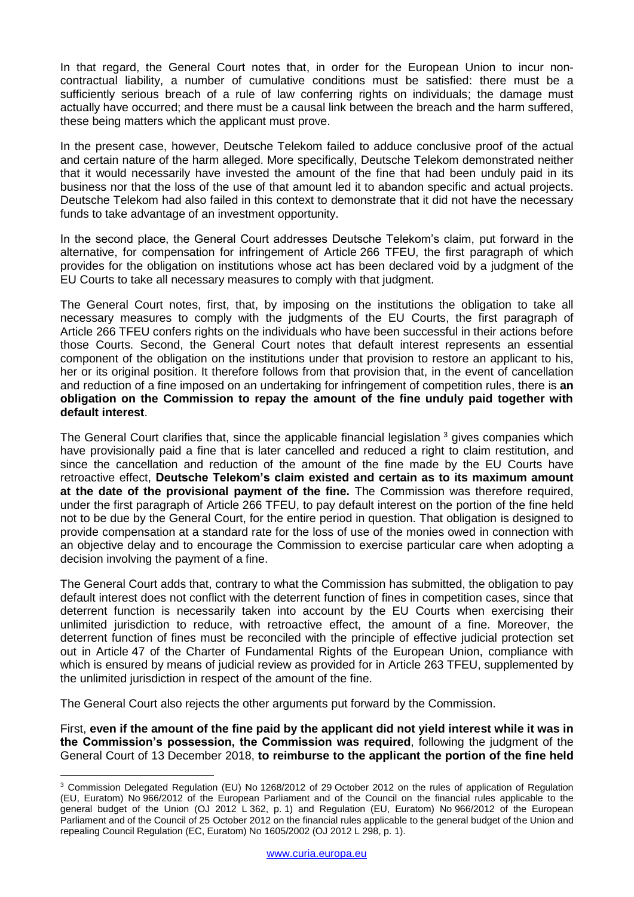In that regard, the General Court notes that, in order for the European Union to incur non-contractual liability, a number of cumulative conditions must be satisfied: there must be a sufficiently serious breach of a rule of law conferring rights on individuals; the damage must actually have occurred; and there must be a causal link between the breach and the harm suffered, these being matters which the applicant must prove.

In the present case, however, Deutsche Telekom failed to adduce conclusive proof of the actual and certain nature of the harm alleged. More specifically, Deutsche Telekom demonstrated neither that it would necessarily have invested the amount of the fine that had been unduly paid in its business nor that the loss of the use of that amount led it to abandon specific and actual projects. Deutsche Telekom had also failed in this context to demonstrate that it did not have the necessary funds to take advantage of an investment opportunity.

In the second place, the General Court addresses Deutsche Telekom's claim, put forward in the alternative, for compensation for infringement of Article 266 TFEU, the first paragraph of which provides for the obligation on institutions whose act has been declared void by a judgment of the EU Courts to take all necessary measures to comply with that judgment.

The General Court notes, first, that, by imposing on the institutions the obligation to take all necessary measures to comply with the judgments of the EU Courts, the first paragraph of Article 266 TFEU confers rights on the individuals who have been successful in their actions before those Courts. Second, the General Court notes that default interest represents an essential component of the obligation on the institutions under that provision to restore an applicant to his, her or its original position. It therefore follows from that provision that, in the event of cancellation and reduction of a fine imposed on an undertaking for infringement of competition rules, there is **an obligation on the Commission to repay the amount of the fine unduly paid together with default interest**.

The General Court clarifies that, since the applicable financial legislation [3] gives companies which have provisionally paid a fine that is later cancelled and reduced a right to claim restitution, and since the cancellation and reduction of the amount of the fine made by the EU Courts have retroactive effect, **Deutsche Telekom's claim existed and certain as to its maximum amount at the date of the provisional payment of the fine.** The Commission was therefore required, under the first paragraph of Article 266 TFEU, to pay default interest on the portion of the fine held not to be due by the General Court, for the entire period in question. That obligation is designed to provide compensation at a standard rate for the loss of use of the monies owed in connection with an objective delay and to encourage the Commission to exercise particular care when adopting a decision involving the payment of a fine.

The General Court adds that, contrary to what the Commission has submitted, the obligation to pay default interest does not conflict with the deterrent function of fines in competition cases, since that deterrent function is necessarily taken into account by the EU Courts when exercising their unlimited jurisdiction to reduce, with retroactive effect, the amount of a fine. Moreover, the deterrent function of fines must be reconciled with the principle of effective judicial protection set out in Article 47 of the Charter of Fundamental Rights of the European Union, compliance with which is ensured by means of judicial review as provided for in Article 263 TFEU, supplemented by the unlimited jurisdiction in respect of the amount of the fine.

The General Court also rejects the other arguments put forward by the Commission.

First, **even if the amount of the fine paid by the applicant did not yield interest while it was in the Commission's possession, the Commission was required**, following the judgment of the General Court of 13 December 2018, **to reimburse to the applicant the portion of the fine held**

---

[3] Commission Delegated Regulation (EU) No 1268/2012 of 29 October 2012 on the rules of application of Regulation (EU, Euratom) No 966/2012 of the European Parliament and of the Council on the financial rules applicable to the general budget of the Union (OJ 2012 L 362, p. 1) and Regulation (EU, Euratom) No 966/2012 of the European Parliament and of the Council of 25 October 2012 on the financial rules applicable to the general budget of the Union and repealing Council Regulation (EC, Euratom) No 1605/2002 (OJ 2012 L 298, p. 1).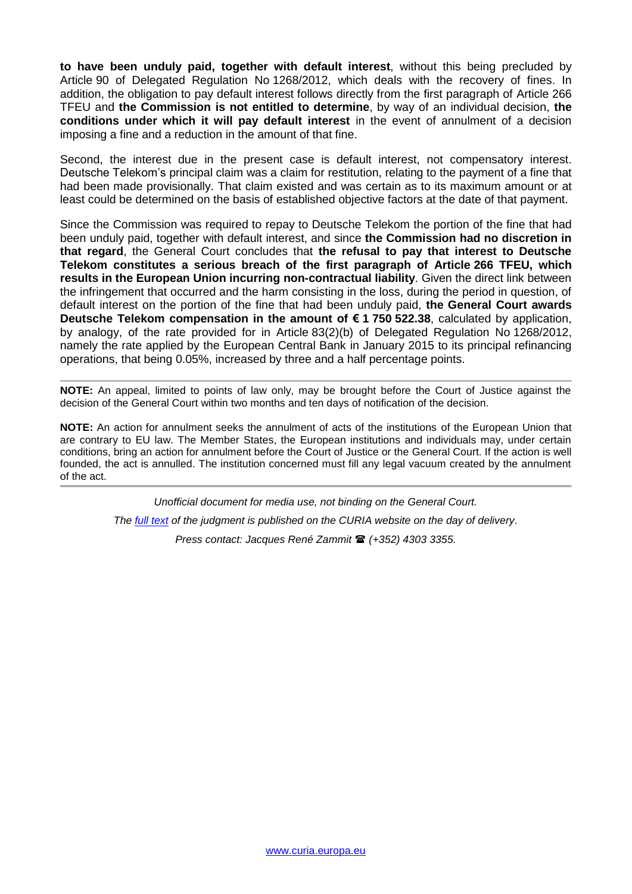**to have been unduly paid, together with default interest**, without this being precluded by Article 90 of Delegated Regulation No 1268/2012, which deals with the recovery of fines. In addition, the obligation to pay default interest follows directly from the first paragraph of Article 266 TFEU and **the Commission is not entitled to determine**, by way of an individual decision, **the conditions under which it will pay default interest** in the event of annulment of a decision imposing a fine and a reduction in the amount of that fine.

Second, the interest due in the present case is default interest, not compensatory interest. Deutsche Telekom's principal claim was a claim for restitution, relating to the payment of a fine that had been made provisionally. That claim existed and was certain as to its maximum amount or at least could be determined on the basis of established objective factors at the date of that payment.

Since the Commission was required to repay to Deutsche Telekom the portion of the fine that had been unduly paid, together with default interest, and since **the Commission had no discretion in that regard**, the General Court concludes that **the refusal to pay that interest to Deutsche Telekom constitutes a serious breach of the first paragraph of Article 266 TFEU, which results in the European Union incurring non-contractual liability**. Given the direct link between the infringement that occurred and the harm consisting in the loss, during the period in question, of default interest on the portion of the fine that had been unduly paid, **the General Court awards Deutsche Telekom compensation in the amount of € 1 750 522.38**, calculated by application, by analogy, of the rate provided for in Article 83(2)(b) of Delegated Regulation No 1268/2012, namely the rate applied by the European Central Bank in January 2015 to its principal refinancing operations, that being 0.05%, increased by three and a half percentage points.

---

**NOTE:** An appeal, limited to points of law only, may be brought before the Court of Justice against the decision of the General Court within two months and ten days of notification of the decision.

**NOTE:** An action for annulment seeks the annulment of acts of the institutions of the European Union that are contrary to EU law. The Member States, the European institutions and individuals may, under certain conditions, bring an action for annulment before the Court of Justice or the General Court. If the action is well founded, the act is annulled. The institution concerned must fill any legal vacuum created by the annulment of the act.

---

*Unofficial document for media use, not binding on the General Court.*

*The [full text](full text) of the judgment is published on the CURIA website on the day of delivery.*

*Press contact: Jacques René Zammit ☎ (+352) 4303 3355.*

[www.curia.europa.eu](www.curia.europa.eu)